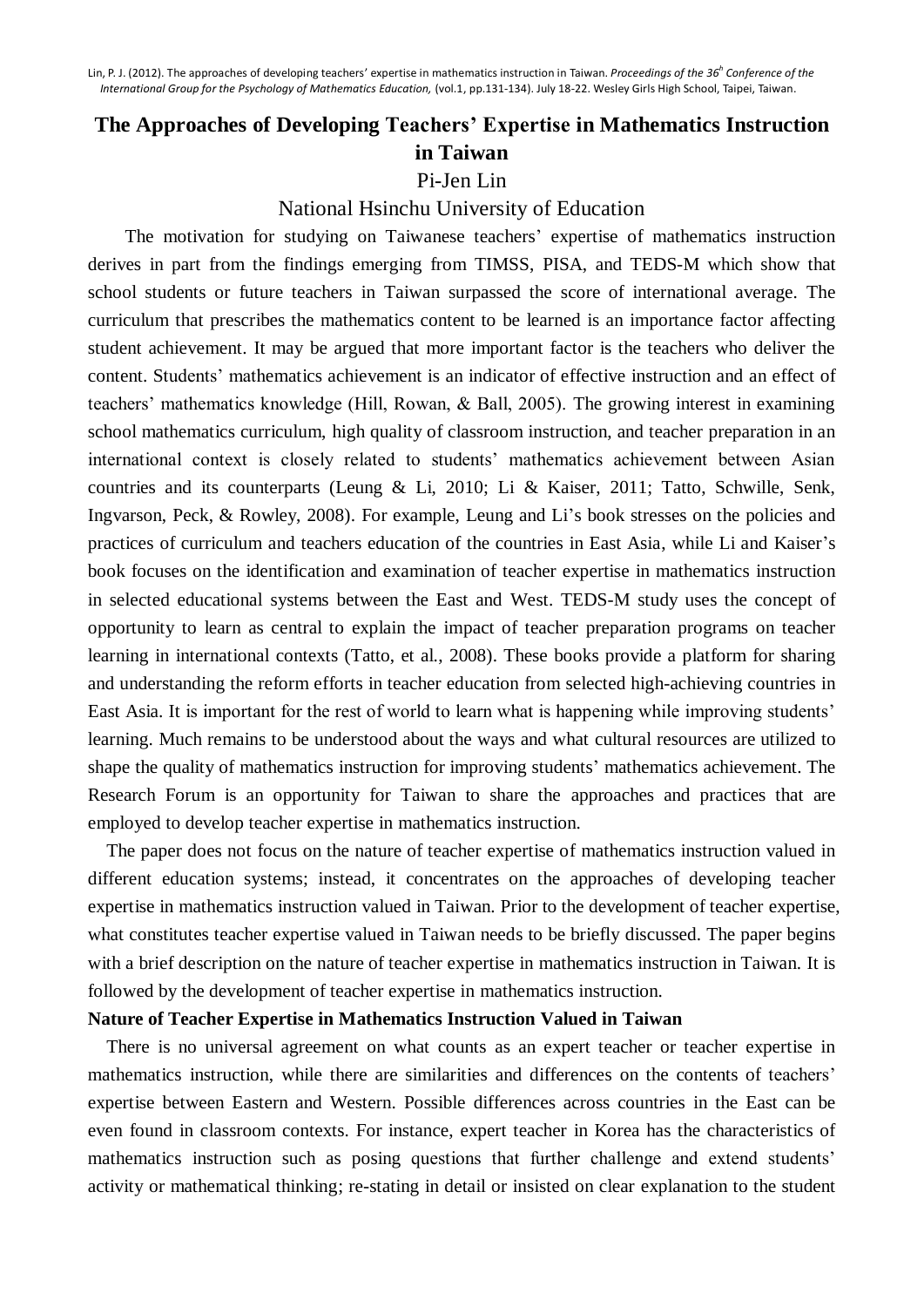Lin, P. J. (2012). The approaches of developing teachers' expertise in mathematics instruction in Taiwan. *Proceedings of the 36th Conference of the International Group for the Psychology of Mathematics Education,* (vol.1, pp.131-134). July 18-22. Wesley Girls High School, Taipei, Taiwan.

# The Approaches of Developing Teachers' Expertise in Mathematics Instruction in Taiwan

Pi-Jen Lin

National Hsinchu University of Education

The motivation for studying on Taiwanese teachers' expertise of mathematics instruction derives in part from the findings emerging from TIMSS, PISA, and TEDS-M which show that school students or future teachers in Taiwan surpassed the score of international average. The curriculum that prescribes the mathematics content to be learned is an importance factor affecting student achievement. It may be argued that more important factor is the teachers who deliver the content. Students' mathematics achievement is an indicator of effective instruction and an effect of teachers' mathematics knowledge (Hill, Rowan, & Ball, 2005). The growing interest in examining school mathematics curriculum, high quality of classroom instruction, and teacher preparation in an international context is closely related to students' mathematics achievement between Asian countries and its counterparts (Leung & Li, 2010; Li & Kaiser, 2011; Tatto, Schwille, Senk, Ingvarson, Peck, & Rowley, 2008). For example, Leung and Li's book stresses on the policies and practices of curriculum and teachers education of the countries in East Asia, while Li and Kaiser's book focuses on the identification and examination of teacher expertise in mathematics instruction in selected educational systems between the East and West. TEDS-M study uses the concept of opportunity to learn as central to explain the impact of teacher preparation programs on teacher learning in international contexts (Tatto, et al., 2008). These books provide a platform for sharing and understanding the reform efforts in teacher education from selected high-achieving countries in East Asia. It is important for the rest of world to learn what is happening while improving students' learning. Much remains to be understood about the ways and what cultural resources are utilized to shape the quality of mathematics instruction for improving students' mathematics achievement. The Research Forum is an opportunity for Taiwan to share the approaches and practices that are employed to develop teacher expertise in mathematics instruction.

The paper does not focus on the nature of teacher expertise of mathematics instruction valued in different education systems; instead, it concentrates on the approaches of developing teacher expertise in mathematics instruction valued in Taiwan. Prior to the development of teacher expertise, what constitutes teacher expertise valued in Taiwan needs to be briefly discussed. The paper begins with a brief description on the nature of teacher expertise in mathematics instruction in Taiwan. It is followed by the development of teacher expertise in mathematics instruction.

## Nature of Teacher Expertise in Mathematics Instruction Valued in Taiwan

There is no universal agreement on what counts as an expert teacher or teacher expertise in mathematics instruction, while there are similarities and differences on the contents of teachers' expertise between Eastern and Western. Possible differences across countries in the East can be even found in classroom contexts. For instance, expert teacher in Korea has the characteristics of mathematics instruction such as posing questions that further challenge and extend students' activity or mathematical thinking; re-stating in detail or insisted on clear explanation to the student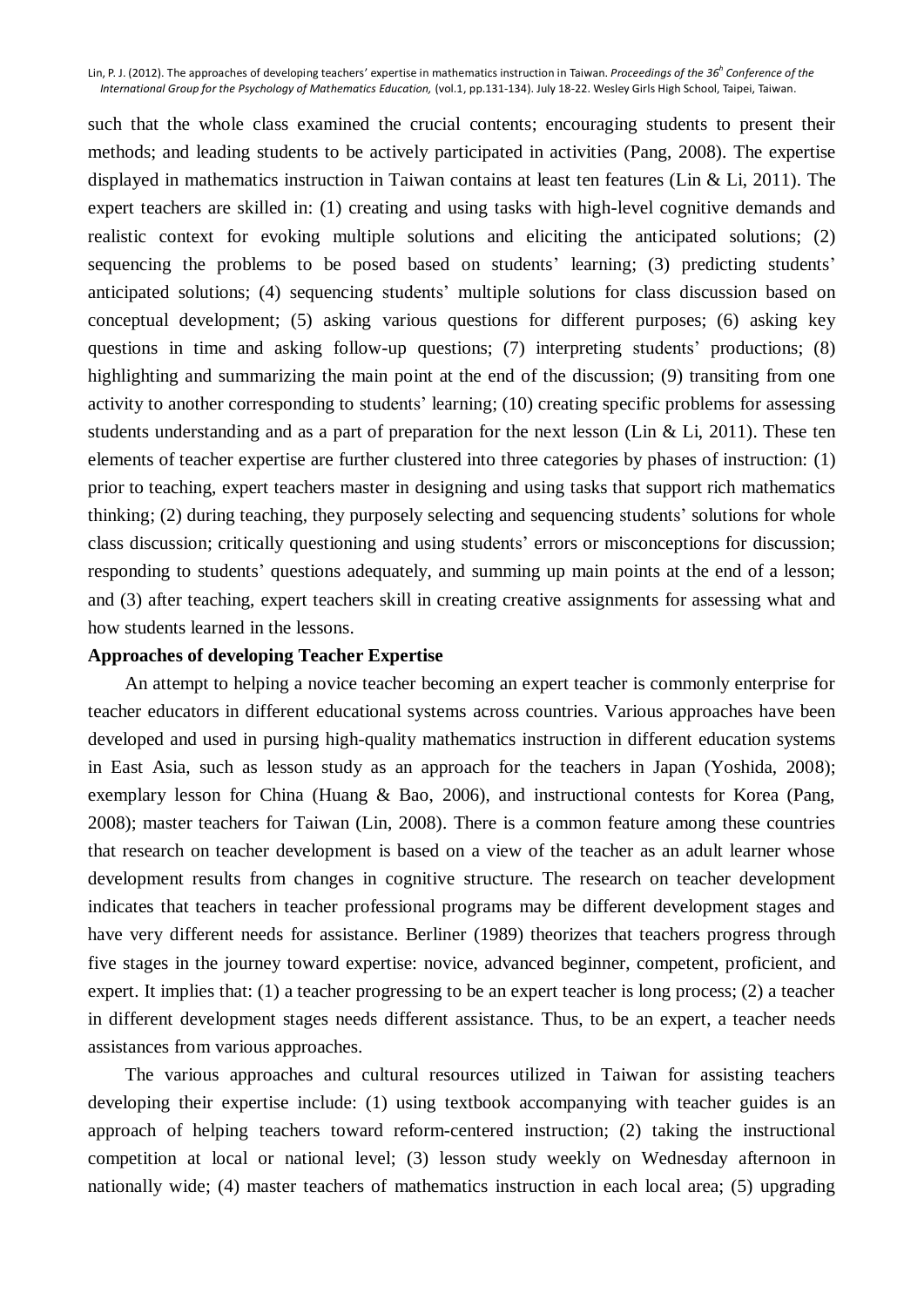such that the whole class examined the crucial contents; encouraging students to present their methods; and leading students to be actively participated in activities (Pang, 2008). The expertise displayed in mathematics instruction in Taiwan contains at least ten features (Lin & Li, 2011). The expert teachers are skilled in: (1) creating and using tasks with high-level cognitive demands and realistic context for evoking multiple solutions and eliciting the anticipated solutions; (2) sequencing the problems to be posed based on students' learning; (3) predicting students' anticipated solutions; (4) sequencing students' multiple solutions for class discussion based on conceptual development; (5) asking various questions for different purposes; (6) asking key questions in time and asking follow-up questions; (7) interpreting students' productions; (8) highlighting and summarizing the main point at the end of the discussion; (9) transiting from one activity to another corresponding to students' learning; (10) creating specific problems for assessing students understanding and as a part of preparation for the next lesson (Lin & Li, 2011). These ten elements of teacher expertise are further clustered into three categories by phases of instruction: (1) prior to teaching, expert teachers master in designing and using tasks that support rich mathematics thinking; (2) during teaching, they purposely selecting and sequencing students' solutions for whole class discussion; critically questioning and using students' errors or misconceptions for discussion; responding to students' questions adequately, and summing up main points at the end of a lesson; and (3) after teaching, expert teachers skill in creating creative assignments for assessing what and how students learned in the lessons.

**Approaches of developing Teacher Expertise**

An attempt to helping a novice teacher becoming an expert teacher is commonly enterprise for teacher educators in different educational systems across countries. Various approaches have been developed and used in pursing high-quality mathematics instruction in different education systems in East Asia, such as lesson study as an approach for the teachers in Japan (Yoshida, 2008); exemplary lesson for China (Huang & Bao, 2006), and instructional contests for Korea (Pang, 2008); master teachers for Taiwan (Lin, 2008). There is a common feature among these countries that research on teacher development is based on a view of the teacher as an adult learner whose development results from changes in cognitive structure. The research on teacher development indicates that teachers in teacher professional programs may be different development stages and have very different needs for assistance. Berliner (1989) theorizes that teachers progress through five stages in the journey toward expertise: novice, advanced beginner, competent, proficient, and expert. It implies that: (1) a teacher progressing to be an expert teacher is long process; (2) a teacher in different development stages needs different assistance. Thus, to be an expert, a teacher needs assistances from various approaches.

The various approaches and cultural resources utilized in Taiwan for assisting teachers developing their expertise include: (1) using textbook accompanying with teacher guides is an approach of helping teachers toward reform-centered instruction; (2) taking the instructional competition at local or national level; (3) lesson study weekly on Wednesday afternoon in nationally wide; (4) master teachers of mathematics instruction in each local area; (5) upgrading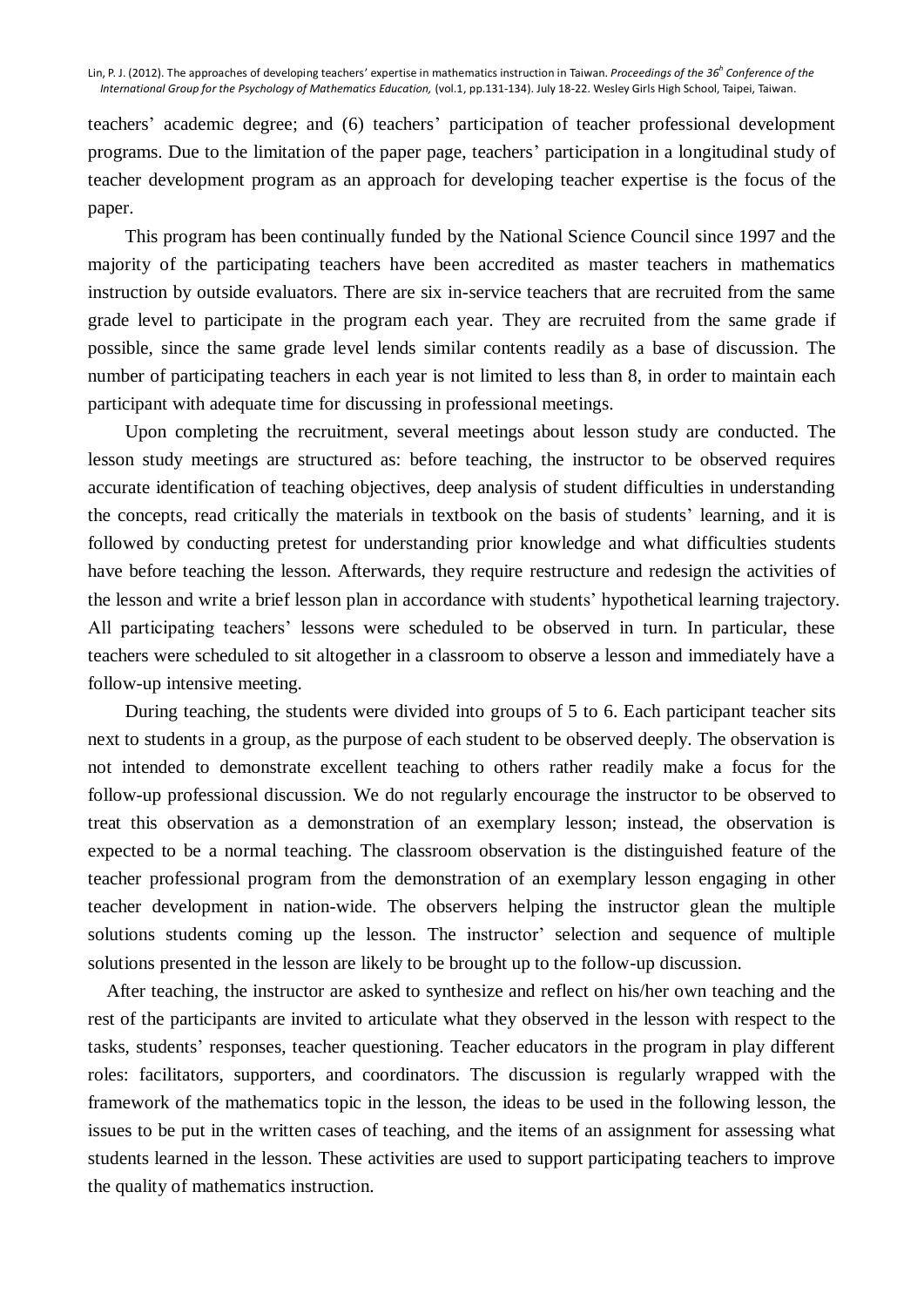teachers' academic degree; and (6) teachers' participation of teacher professional development programs. Due to the limitation of the paper page, teachers' participation in a longitudinal study of teacher development program as an approach for developing teacher expertise is the focus of the paper.

This program has been continually funded by the National Science Council since 1997 and the majority of the participating teachers have been accredited as master teachers in mathematics instruction by outside evaluators. There are six in-service teachers that are recruited from the same grade level to participate in the program each year. They are recruited from the same grade if possible, since the same grade level lends similar contents readily as a base of discussion. The number of participating teachers in each year is not limited to less than 8, in order to maintain each participant with adequate time for discussing in professional meetings.

Upon completing the recruitment, several meetings about lesson study are conducted. The lesson study meetings are structured as: before teaching, the instructor to be observed requires accurate identification of teaching objectives, deep analysis of student difficulties in understanding the concepts, read critically the materials in textbook on the basis of students' learning, and it is followed by conducting pretest for understanding prior knowledge and what difficulties students have before teaching the lesson. Afterwards, they require restructure and redesign the activities of the lesson and write a brief lesson plan in accordance with students' hypothetical learning trajectory. All participating teachers' lessons were scheduled to be observed in turn. In particular, these teachers were scheduled to sit altogether in a classroom to observe a lesson and immediately have a follow-up intensive meeting.

During teaching, the students were divided into groups of 5 to 6. Each participant teacher sits next to students in a group, as the purpose of each student to be observed deeply. The observation is not intended to demonstrate excellent teaching to others rather readily make a focus for the follow-up professional discussion. We do not regularly encourage the instructor to be observed to treat this observation as a demonstration of an exemplary lesson; instead, the observation is expected to be a normal teaching. The classroom observation is the distinguished feature of the teacher professional program from the demonstration of an exemplary lesson engaging in other teacher development in nation-wide. The observers helping the instructor glean the multiple solutions students coming up the lesson. The instructor' selection and sequence of multiple solutions presented in the lesson are likely to be brought up to the follow-up discussion.

After teaching, the instructor are asked to synthesize and reflect on his/her own teaching and the rest of the participants are invited to articulate what they observed in the lesson with respect to the tasks, students' responses, teacher questioning. Teacher educators in the program in play different roles: facilitators, supporters, and coordinators. The discussion is regularly wrapped with the framework of the mathematics topic in the lesson, the ideas to be used in the following lesson, the issues to be put in the written cases of teaching, and the items of an assignment for assessing what students learned in the lesson. These activities are used to support participating teachers to improve the quality of mathematics instruction.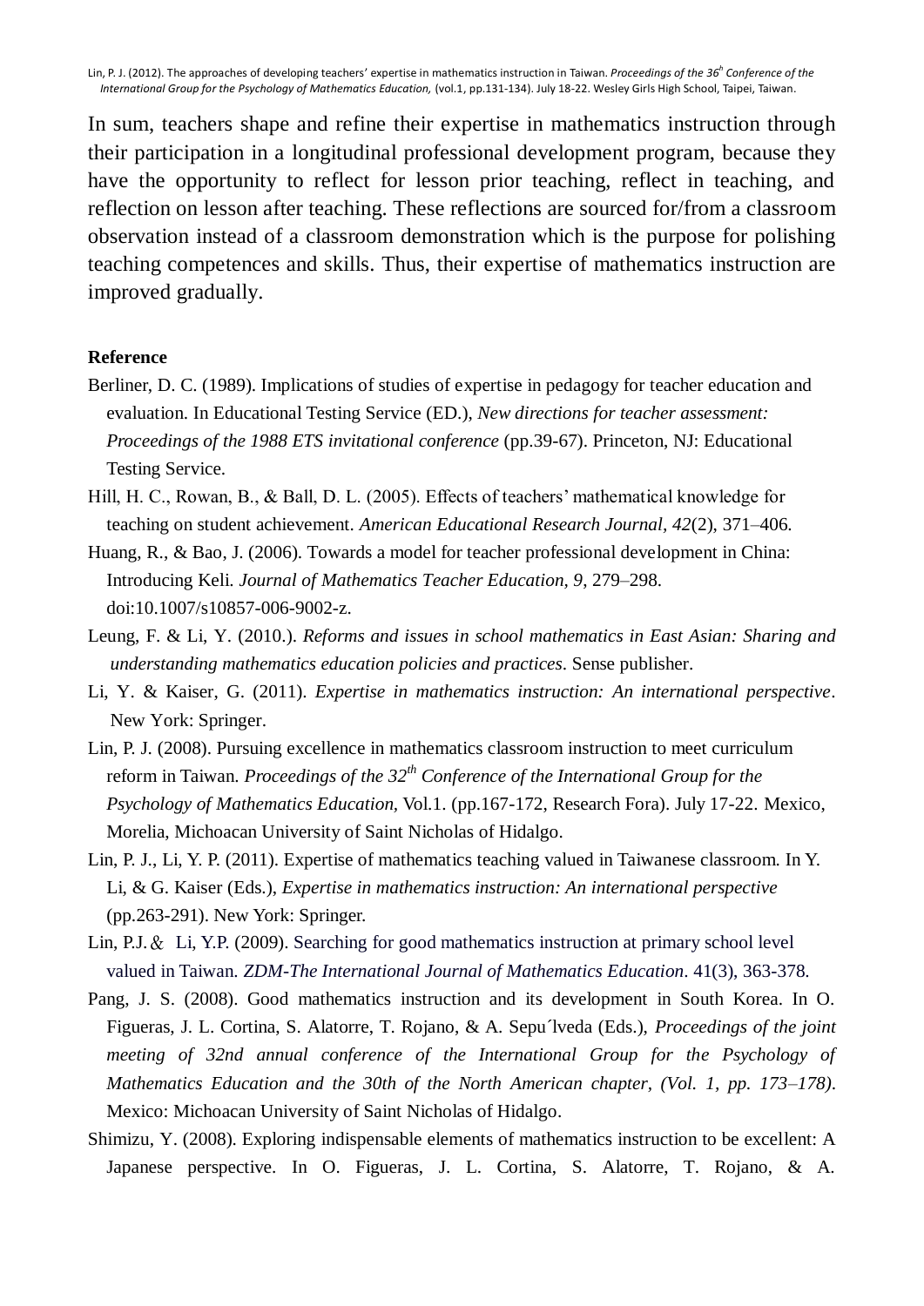In sum, teachers shape and refine their expertise in mathematics instruction through their participation in a longitudinal professional development program, because they have the opportunity to reflect for lesson prior teaching, reflect in teaching, and reflection on lesson after teaching. These reflections are sourced for/from a classroom observation instead of a classroom demonstration which is the purpose for polishing teaching competences and skills. Thus, their expertise of mathematics instruction are improved gradually.

**Reference**

Berliner, D. C. (1989). Implications of studies of expertise in pedagogy for teacher education and evaluation. In Educational Testing Service (ED.), *New directions for teacher assessment: Proceedings of the 1988 ETS invitational conference* (pp.39-67). Princeton, NJ: Educational Testing Service.

Hill, H. C., Rowan, B., & Ball, D. L. (2005). Effects of teachers' mathematical knowledge for teaching on student achievement. *American Educational Research Journal, 42*(2), 371–406.

Huang, R., & Bao, J. (2006). Towards a model for teacher professional development in China: Introducing Keli. *Journal of Mathematics Teacher Education, 9*, 279–298. doi:10.1007/s10857-006-9002-z.

Leung, F. & Li, Y. (2010.). *Reforms and issues in school mathematics in East Asian: Sharing and understanding mathematics education policies and practices*. Sense publisher.

Li, Y. & Kaiser, G. (2011). *Expertise in mathematics instruction: An international perspective*. New York: Springer.

Lin, P. J. (2008). Pursuing excellence in mathematics classroom instruction to meet curriculum reform in Taiwan. *Proceedings of the 32th Conference of the International Group for the Psychology of Mathematics Education,* Vol.1. (pp.167-172, Research Fora). July 17-22. Mexico, Morelia, Michoacan University of Saint Nicholas of Hidalgo.

Lin, P. J., Li, Y. P. (2011). Expertise of mathematics teaching valued in Taiwanese classroom. In Y. Li, & G. Kaiser (Eds.), *Expertise in mathematics instruction: An international perspective* (pp.263-291). New York: Springer.

Lin, P.J. & Li, Y.P. (2009). Searching for good mathematics instruction at primary school level valued in Taiwan. *ZDM-The International Journal of Mathematics Education*. 41(3), 363-378.

Pang, J. S. (2008). Good mathematics instruction and its development in South Korea. In O. Figueras, J. L. Cortina, S. Alatorre, T. Rojano, & A. Sepu´lveda (Eds.), *Proceedings of the joint meeting of 32nd annual conference of the International Group for the Psychology of Mathematics Education and the 30th of the North American chapter, (Vol. 1, pp. 173–178)*. Mexico: Michoacan University of Saint Nicholas of Hidalgo.

Shimizu, Y. (2008). Exploring indispensable elements of mathematics instruction to be excellent: A Japanese perspective. In O. Figueras, J. L. Cortina, S. Alatorre, T. Rojano, & A.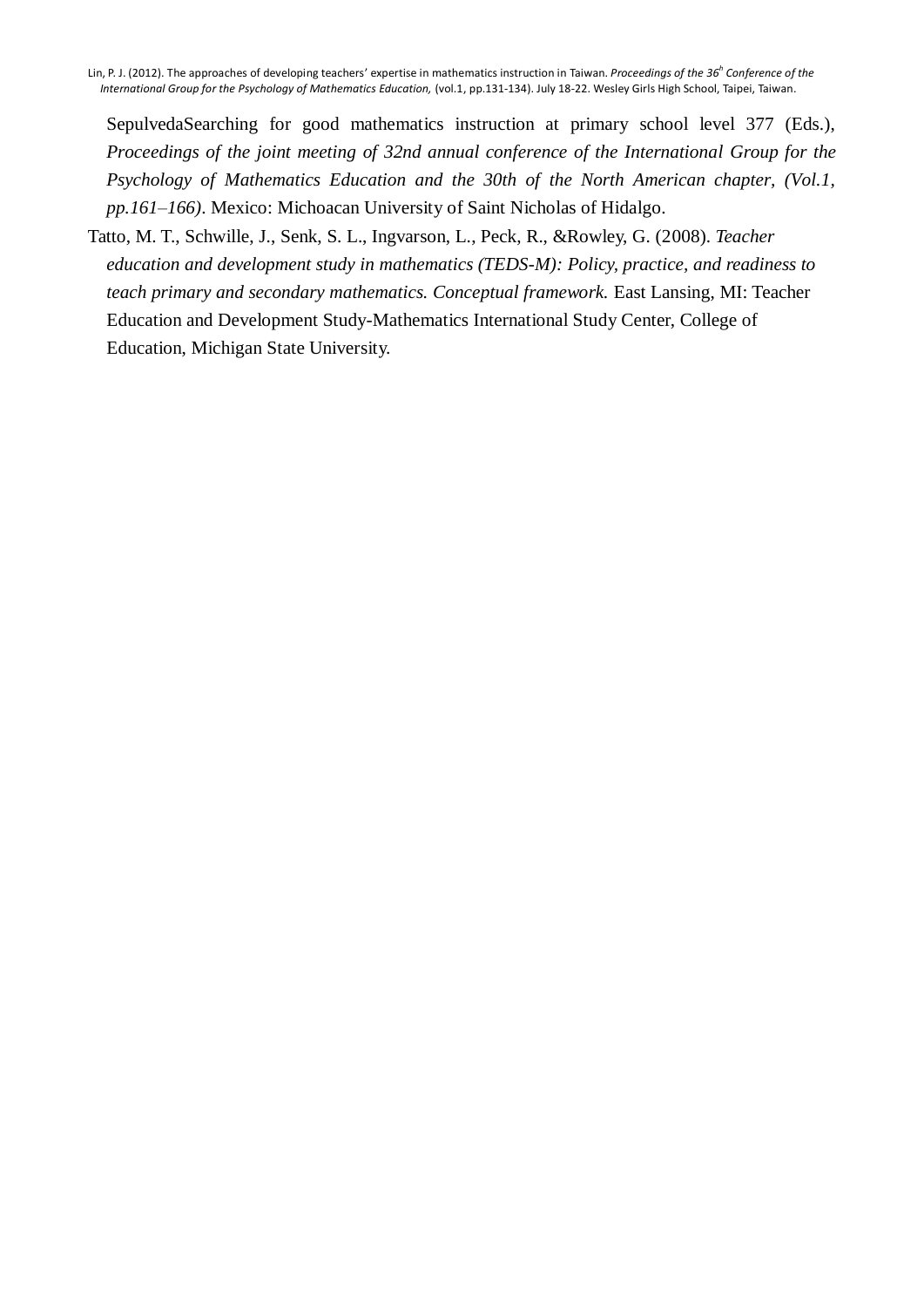SepulvedaSearching for good mathematics instruction at primary school level 377 (Eds.), *Proceedings of the joint meeting of 32nd annual conference of the International Group for the Psychology of Mathematics Education and the 30th of the North American chapter, (Vol.1, pp.161–166)*. Mexico: Michoacan University of Saint Nicholas of Hidalgo.

Tatto, M. T., Schwille, J., Senk, S. L., Ingvarson, L., Peck, R., &Rowley, G. (2008). *Teacher education and development study in mathematics (TEDS-M): Policy, practice, and readiness to teach primary and secondary mathematics. Conceptual framework.* East Lansing, MI: Teacher Education and Development Study-Mathematics International Study Center, College of Education, Michigan State University.